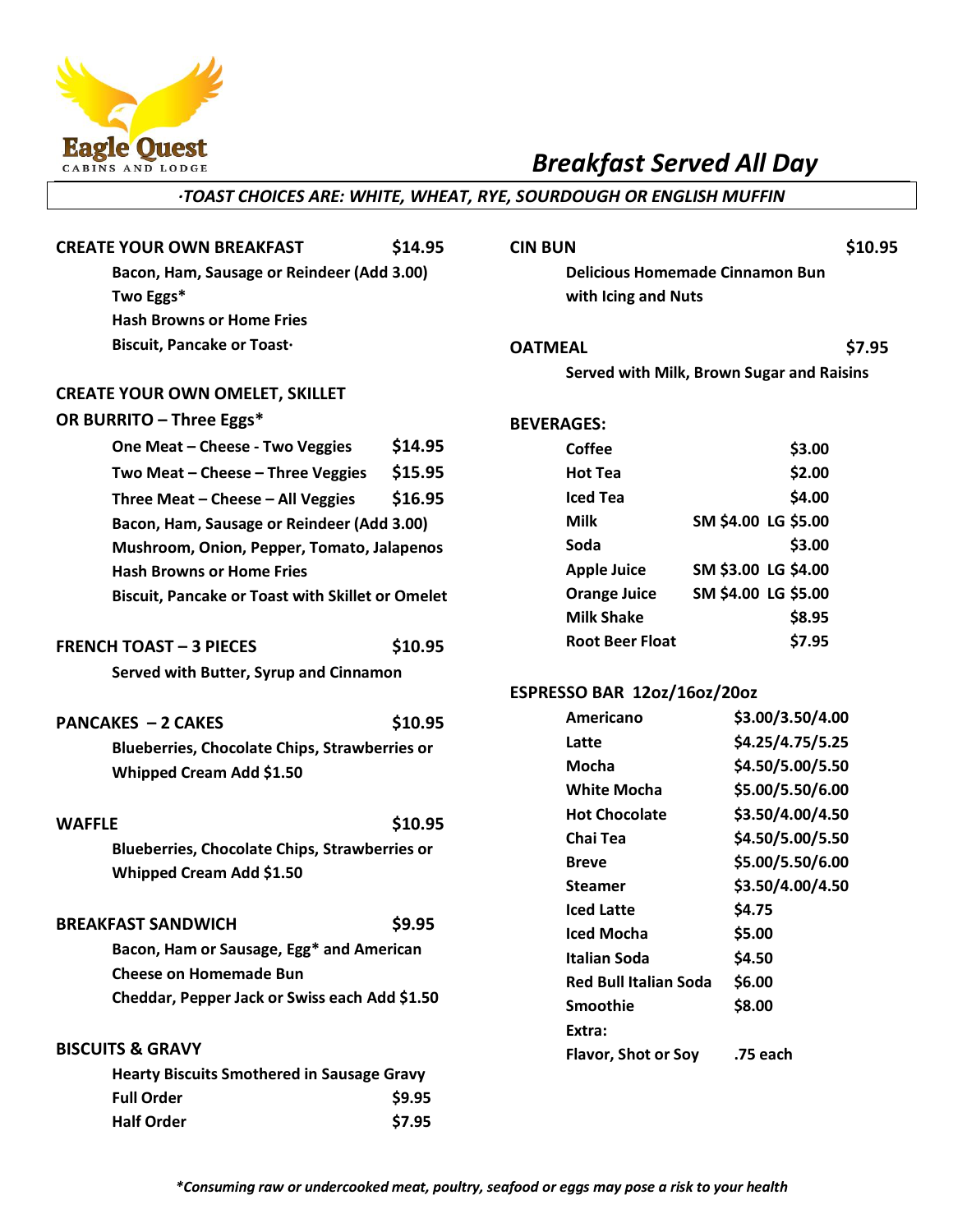Eagle Quest
CABINS AND LODGE

# Breakfast Served All Day

*·TOAST CHOICES ARE: WHITE, WHEAT, RYE, SOURDOUGH OR ENGLISH MUFFIN*

**CREATE YOUR OWN BREAKFAST** **$14.95**

Bacon, Ham, Sausage or Reindeer (Add 3.00)
Two Eggs*
Hash Browns or Home Fries
Biscuit, Pancake or Toast·

**CREATE YOUR OWN OMELET, SKILLET OR BURRITO – Three Eggs***

| | |
|---|---|
| One Meat – Cheese - Two Veggies | $14.95 |
| Two Meat – Cheese – Three Veggies | $15.95 |
| Three Meat – Cheese – All Veggies | $16.95 |

Bacon, Ham, Sausage or Reindeer (Add 3.00)
Mushroom, Onion, Pepper, Tomato, Jalapenos
Hash Browns or Home Fries
Biscuit, Pancake or Toast with Skillet or Omelet

**FRENCH TOAST – 3 PIECES** **$10.95**

Served with Butter, Syrup and Cinnamon

**PANCAKES – 2 CAKES** **$10.95**

Blueberries, Chocolate Chips, Strawberries or Whipped Cream Add $1.50

**WAFFLE** **$10.95**

Blueberries, Chocolate Chips, Strawberries or Whipped Cream Add $1.50

**BREAKFAST SANDWICH** **$9.95**

Bacon, Ham or Sausage, Egg* and American Cheese on Homemade Bun
Cheddar, Pepper Jack or Swiss each Add $1.50

**BISCUITS & GRAVY**

Hearty Biscuits Smothered in Sausage Gravy

| | |
|---|---|
| Full Order | $9.95 |
| Half Order | $7.95 |

**CIN BUN** **$10.95**

Delicious Homemade Cinnamon Bun with Icing and Nuts

**OATMEAL** **$7.95**

Served with Milk, Brown Sugar and Raisins

**BEVERAGES:**

| | |
|---|---|
| Coffee | $3.00 |
| Hot Tea | $2.00 |
| Iced Tea | $4.00 |
| Milk | SM $4.00 LG $5.00 |
| Soda | $3.00 |
| Apple Juice | SM $3.00 LG $4.00 |
| Orange Juice | SM $4.00 LG $5.00 |
| Milk Shake | $8.95 |
| Root Beer Float | $7.95 |

**ESPRESSO BAR 12oz/16oz/20oz**

| | |
|---|---|
| Americano | $3.00/3.50/4.00 |
| Latte | $4.25/4.75/5.25 |
| Mocha | $4.50/5.00/5.50 |
| White Mocha | $5.00/5.50/6.00 |
| Hot Chocolate | $3.50/4.00/4.50 |
| Chai Tea | $4.50/5.00/5.50 |
| Breve | $5.00/5.50/6.00 |
| Steamer | $3.50/4.00/4.50 |
| Iced Latte | $4.75 |
| Iced Mocha | $5.00 |
| Italian Soda | $4.50 |
| Red Bull Italian Soda | $6.00 |
| Smoothie | $8.00 |
| Extra: | |
| Flavor, Shot or Soy | .75 each |

*\*Consuming raw or undercooked meat, poultry, seafood or eggs may pose a risk to your health*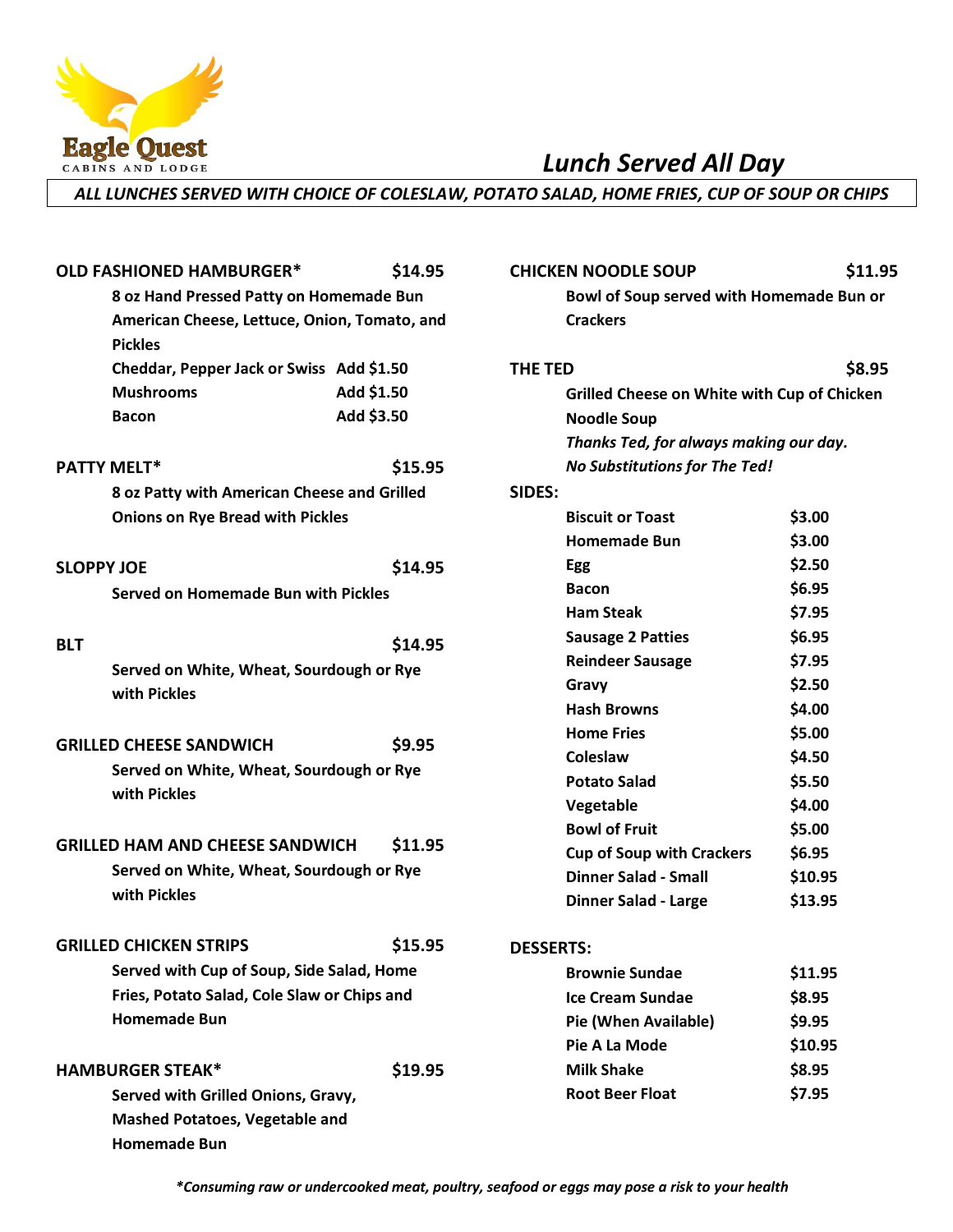Eagle Quest
CABINS AND LODGE

# *Lunch Served All Day*

***ALL LUNCHES SERVED WITH CHOICE OF COLESLAW, POTATO SALAD, HOME FRIES, CUP OF SOUP OR CHIPS***

**OLD FASHIONED HAMBURGER*** **$14.95**
**8 oz Hand Pressed Patty on Homemade Bun American Cheese, Lettuce, Onion, Tomato, and Pickles**

| | |
|---|---|
| **Cheddar, Pepper Jack or Swiss** | **Add $1.50** |
| **Mushrooms** | **Add $1.50** |
| **Bacon** | **Add $3.50** |

**PATTY MELT*** **$15.95**
**8 oz Patty with American Cheese and Grilled Onions on Rye Bread with Pickles**

**SLOPPY JOE** **$14.95**
**Served on Homemade Bun with Pickles**

**BLT** **$14.95**
**Served on White, Wheat, Sourdough or Rye with Pickles**

**GRILLED CHEESE SANDWICH** **$9.95**
**Served on White, Wheat, Sourdough or Rye with Pickles**

**GRILLED HAM AND CHEESE SANDWICH** **$11.95**
**Served on White, Wheat, Sourdough or Rye with Pickles**

**GRILLED CHICKEN STRIPS** **$15.95**
**Served with Cup of Soup, Side Salad, Home Fries, Potato Salad, Cole Slaw or Chips and Homemade Bun**

**HAMBURGER STEAK*** **$19.95**
**Served with Grilled Onions, Gravy, Mashed Potatoes, Vegetable and Homemade Bun**

**CHICKEN NOODLE SOUP** **$11.95**
**Bowl of Soup served with Homemade Bun or Crackers**

**THE TED** **$8.95**
**Grilled Cheese on White with Cup of Chicken Noodle Soup**
***Thanks Ted, for always making our day.***
***No Substitutions for The Ted!***

**SIDES:**

| | |
|---|---|
| **Biscuit or Toast** | **$3.00** |
| **Homemade Bun** | **$3.00** |
| **Egg** | **$2.50** |
| **Bacon** | **$6.95** |
| **Ham Steak** | **$7.95** |
| **Sausage 2 Patties** | **$6.95** |
| **Reindeer Sausage** | **$7.95** |
| **Gravy** | **$2.50** |
| **Hash Browns** | **$4.00** |
| **Home Fries** | **$5.00** |
| **Coleslaw** | **$4.50** |
| **Potato Salad** | **$5.50** |
| **Vegetable** | **$4.00** |
| **Bowl of Fruit** | **$5.00** |
| **Cup of Soup with Crackers** | **$6.95** |
| **Dinner Salad - Small** | **$10.95** |
| **Dinner Salad - Large** | **$13.95** |

**DESSERTS:**

| | |
|---|---|
| **Brownie Sundae** | **$11.95** |
| **Ice Cream Sundae** | **$8.95** |
| **Pie (When Available)** | **$9.95** |
| **Pie A La Mode** | **$10.95** |
| **Milk Shake** | **$8.95** |
| **Root Beer Float** | **$7.95** |

****Consuming raw or undercooked meat, poultry, seafood or eggs may pose a risk to your health***